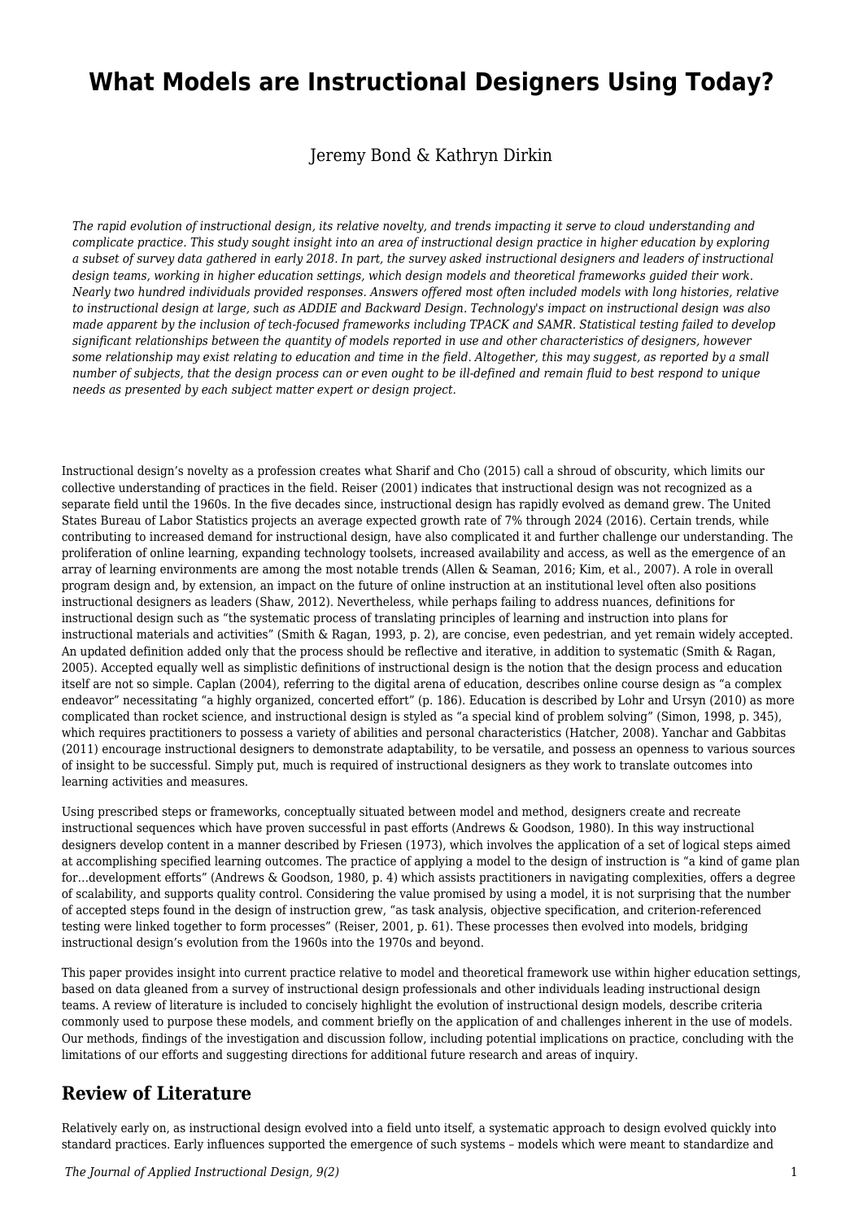# What Models are Instructional Designers Using Today?

Jeremy Bond & Kathryn Dirkin

*The rapid evolution of instructional design, its relative novelty, and trends impacting it serve to cloud understanding and complicate practice. This study sought insight into an area of instructional design practice in higher education by exploring a subset of survey data gathered in early 2018. In part, the survey asked instructional designers and leaders of instructional design teams, working in higher education settings, which design models and theoretical frameworks guided their work. Nearly two hundred individuals provided responses. Answers offered most often included models with long histories, relative to instructional design at large, such as ADDIE and Backward Design. Technology's impact on instructional design was also made apparent by the inclusion of tech-focused frameworks including TPACK and SAMR. Statistical testing failed to develop significant relationships between the quantity of models reported in use and other characteristics of designers, however some relationship may exist relating to education and time in the field. Altogether, this may suggest, as reported by a small number of subjects, that the design process can or even ought to be ill-defined and remain fluid to best respond to unique needs as presented by each subject matter expert or design project.*

Instructional design's novelty as a profession creates what Sharif and Cho (2015) call a shroud of obscurity, which limits our collective understanding of practices in the field. Reiser (2001) indicates that instructional design was not recognized as a separate field until the 1960s. In the five decades since, instructional design has rapidly evolved as demand grew. The United States Bureau of Labor Statistics projects an average expected growth rate of 7% through 2024 (2016). Certain trends, while contributing to increased demand for instructional design, have also complicated it and further challenge our understanding. The proliferation of online learning, expanding technology toolsets, increased availability and access, as well as the emergence of an array of learning environments are among the most notable trends (Allen & Seaman, 2016; Kim, et al., 2007). A role in overall program design and, by extension, an impact on the future of online instruction at an institutional level often also positions instructional designers as leaders (Shaw, 2012). Nevertheless, while perhaps failing to address nuances, definitions for instructional design such as "the systematic process of translating principles of learning and instruction into plans for instructional materials and activities" (Smith & Ragan, 1993, p. 2), are concise, even pedestrian, and yet remain widely accepted. An updated definition added only that the process should be reflective and iterative, in addition to systematic (Smith & Ragan, 2005). Accepted equally well as simplistic definitions of instructional design is the notion that the design process and education itself are not so simple. Caplan (2004), referring to the digital arena of education, describes online course design as "a complex endeavor" necessitating "a highly organized, concerted effort" (p. 186). Education is described by Lohr and Ursyn (2010) as more complicated than rocket science, and instructional design is styled as "a special kind of problem solving" (Simon, 1998, p. 345), which requires practitioners to possess a variety of abilities and personal characteristics (Hatcher, 2008). Yanchar and Gabbitas (2011) encourage instructional designers to demonstrate adaptability, to be versatile, and possess an openness to various sources of insight to be successful. Simply put, much is required of instructional designers as they work to translate outcomes into learning activities and measures.

Using prescribed steps or frameworks, conceptually situated between model and method, designers create and recreate instructional sequences which have proven successful in past efforts (Andrews & Goodson, 1980). In this way instructional designers develop content in a manner described by Friesen (1973), which involves the application of a set of logical steps aimed at accomplishing specified learning outcomes. The practice of applying a model to the design of instruction is "a kind of game plan for…development efforts" (Andrews & Goodson, 1980, p. 4) which assists practitioners in navigating complexities, offers a degree of scalability, and supports quality control. Considering the value promised by using a model, it is not surprising that the number of accepted steps found in the design of instruction grew, "as task analysis, objective specification, and criterion-referenced testing were linked together to form processes" (Reiser, 2001, p. 61). These processes then evolved into models, bridging instructional design's evolution from the 1960s into the 1970s and beyond.

This paper provides insight into current practice relative to model and theoretical framework use within higher education settings, based on data gleaned from a survey of instructional design professionals and other individuals leading instructional design teams. A review of literature is included to concisely highlight the evolution of instructional design models, describe criteria commonly used to purpose these models, and comment briefly on the application of and challenges inherent in the use of models. Our methods, findings of the investigation and discussion follow, including potential implications on practice, concluding with the limitations of our efforts and suggesting directions for additional future research and areas of inquiry.

## Review of Literature

Relatively early on, as instructional design evolved into a field unto itself, a systematic approach to design evolved quickly into standard practices. Early influences supported the emergence of such systems – models which were meant to standardize and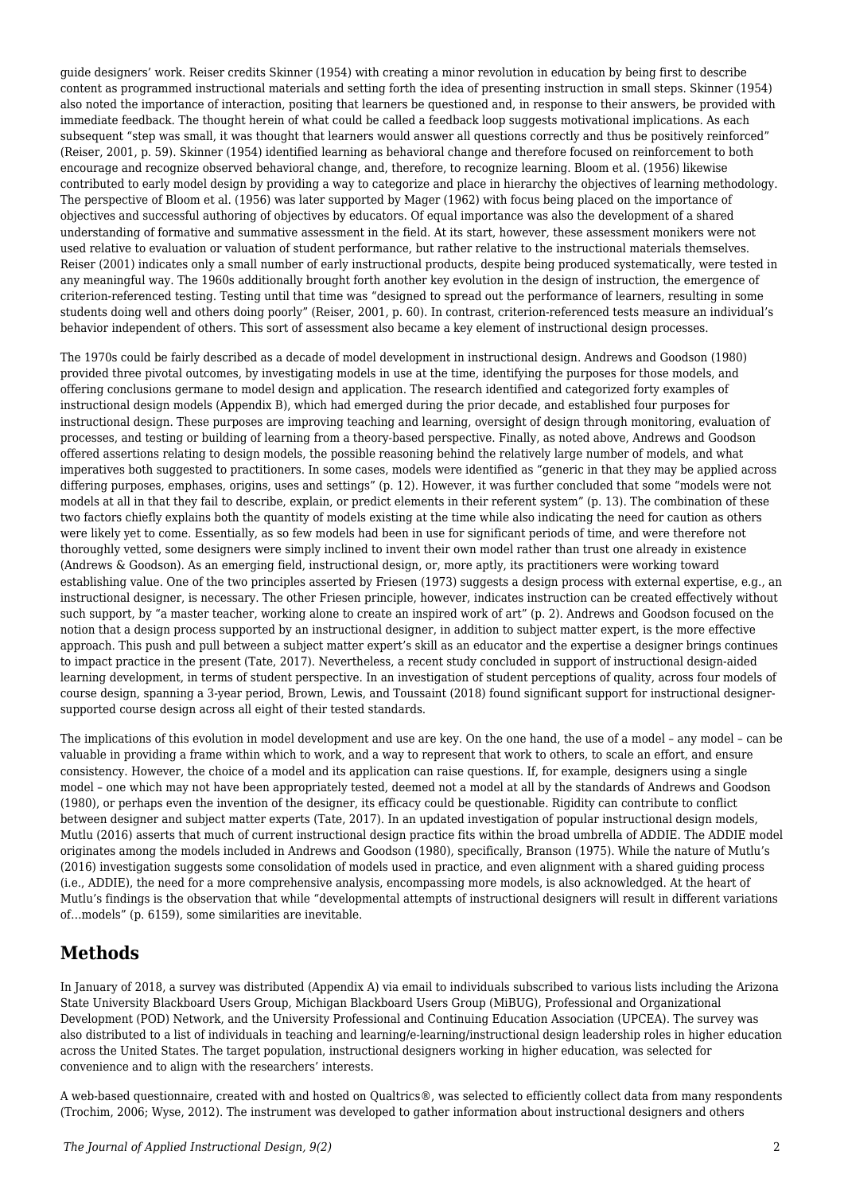guide designers' work. Reiser credits Skinner (1954) with creating a minor revolution in education by being first to describe content as programmed instructional materials and setting forth the idea of presenting instruction in small steps. Skinner (1954) also noted the importance of interaction, positing that learners be questioned and, in response to their answers, be provided with immediate feedback. The thought herein of what could be called a feedback loop suggests motivational implications. As each subsequent "step was small, it was thought that learners would answer all questions correctly and thus be positively reinforced" (Reiser, 2001, p. 59). Skinner (1954) identified learning as behavioral change and therefore focused on reinforcement to both encourage and recognize observed behavioral change, and, therefore, to recognize learning. Bloom et al. (1956) likewise contributed to early model design by providing a way to categorize and place in hierarchy the objectives of learning methodology. The perspective of Bloom et al. (1956) was later supported by Mager (1962) with focus being placed on the importance of objectives and successful authoring of objectives by educators. Of equal importance was also the development of a shared understanding of formative and summative assessment in the field. At its start, however, these assessment monikers were not used relative to evaluation or valuation of student performance, but rather relative to the instructional materials themselves. Reiser (2001) indicates only a small number of early instructional products, despite being produced systematically, were tested in any meaningful way. The 1960s additionally brought forth another key evolution in the design of instruction, the emergence of criterion-referenced testing. Testing until that time was "designed to spread out the performance of learners, resulting in some students doing well and others doing poorly" (Reiser, 2001, p. 60). In contrast, criterion-referenced tests measure an individual's behavior independent of others. This sort of assessment also became a key element of instructional design processes.

The 1970s could be fairly described as a decade of model development in instructional design. Andrews and Goodson (1980) provided three pivotal outcomes, by investigating models in use at the time, identifying the purposes for those models, and offering conclusions germane to model design and application. The research identified and categorized forty examples of instructional design models (Appendix B), which had emerged during the prior decade, and established four purposes for instructional design. These purposes are improving teaching and learning, oversight of design through monitoring, evaluation of processes, and testing or building of learning from a theory-based perspective. Finally, as noted above, Andrews and Goodson offered assertions relating to design models, the possible reasoning behind the relatively large number of models, and what imperatives both suggested to practitioners. In some cases, models were identified as "generic in that they may be applied across differing purposes, emphases, origins, uses and settings" (p. 12). However, it was further concluded that some "models were not models at all in that they fail to both describe, explain, or predict elements in their referent system" (p. 13). The combination of these two factors chiefly explains both the quantity of models existing at the time while also indicating the need for caution as others were likely yet to come. Essentially, as so few models had been in use for significant periods of time, and were therefore not thoroughly vetted, some designers were simply inclined to invent their own model rather than trust one already in existence (Andrews & Goodson). As an emerging field, instructional design, or, more aptly, its practitioners were working toward establishing value. One of the two principles asserted by Friesen (1973) suggests a design process with external expertise, e.g., an instructional designer, is necessary. The other Friesen principle, however, indicates instruction can be created effectively without such support, by "a master teacher, working alone to create an inspired work of art" (p. 2). Andrews and Goodson focused on the notion that a design process supported by an instructional designer, in addition to subject matter expert, is the more effective approach. This push and pull between a subject matter expert's skill as an educator and the expertise a designer brings continues to impact practice in the present (Tate, 2017). Nevertheless, a recent study concluded in support of instructional design-aided learning development, in terms of student perspective. In an investigation of student perceptions of quality, across four models of course design, spanning a 3-year period, Brown, Lewis, and Toussaint (2018) found significant support for instructional designer-supported course design across all eight of their tested standards.

The implications of this evolution in model development and use are key. On the one hand, the use of a model – any model – can be valuable in providing a frame within which to work, and a way to represent that work to others, to scale an effort, and ensure consistency. However, the choice of a model and its application can raise questions. If, for example, designers using a single model – one which may not have been appropriately tested, deemed not a model at all by the standards of Andrews and Goodson (1980), or perhaps even the invention of the designer, its efficacy could be questionable. Rigidity can contribute to conflict between designer and subject matter experts (Tate, 2017). In an updated investigation of popular instructional design models, Mutlu (2016) asserts that much of current instructional design practice fits within the broad umbrella of ADDIE. The ADDIE model originates among the models included in Andrews and Goodson (1980), specifically, Branson (1975). While the nature of Mutlu's (2016) investigation suggests some consolidation of models used in practice, and even alignment with a shared guiding process (i.e., ADDIE), the need for a more comprehensive analysis, encompassing more models, is also acknowledged. At the heart of Mutlu's findings is the observation that while "developmental attempts of instructional designers will result in different variations of…models" (p. 6159), some similarities are inevitable.

## Methods

In January of 2018, a survey was distributed (Appendix A) via email to individuals subscribed to various lists including the Arizona State University Blackboard Users Group, Michigan Blackboard Users Group (MiBUG), Professional and Organizational Development (POD) Network, and the University Professional and Continuing Education Association (UPCEA). The survey was also distributed to a list of individuals in teaching and learning/e-learning/instructional design leadership roles in higher education across the United States. The target population, instructional designers working in higher education, was selected for convenience and to align with the researchers' interests.

A web-based questionnaire, created with and hosted on Qualtrics®, was selected to efficiently collect data from many respondents (Trochim, 2006; Wyse, 2012). The instrument was developed to gather information about instructional designers and others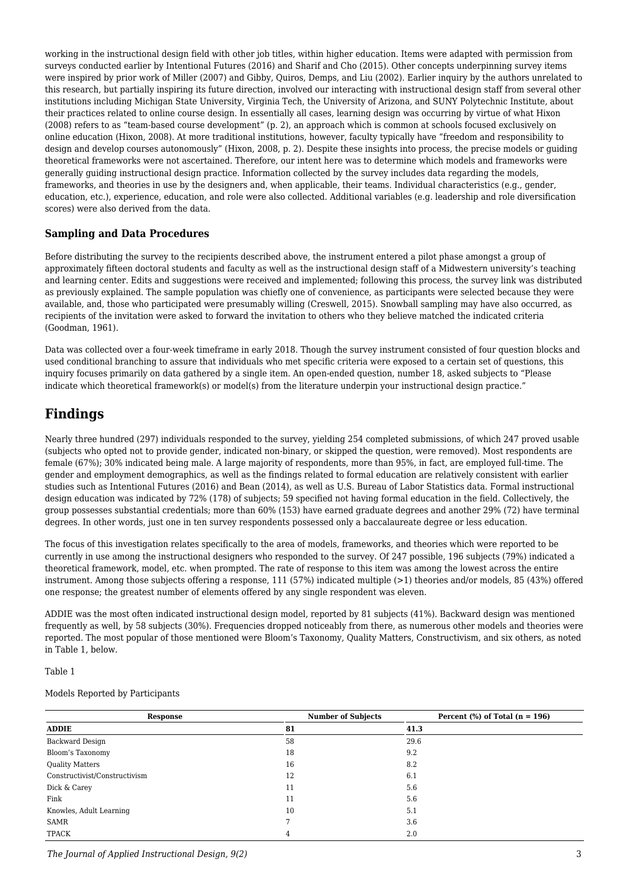working in the instructional design field with other job titles, within higher education. Items were adapted with permission from surveys conducted earlier by Intentional Futures (2016) and Sharif and Cho (2015). Other concepts underpinning survey items were inspired by prior work of Miller (2007) and Gibby, Quiros, Demps, and Liu (2002). Earlier inquiry by the authors unrelated to this research, but partially inspiring its future direction, involved our interacting with instructional design staff from several other institutions including Michigan State University, Virginia Tech, the University of Arizona, and SUNY Polytechnic Institute, about their practices related to online course design. In essentially all cases, learning design was occurring by virtue of what Hixon (2008) refers to as "team-based course development" (p. 2), an approach which is common at schools focused exclusively on online education (Hixon, 2008). At more traditional institutions, however, faculty typically have "freedom and responsibility to design and develop courses autonomously" (Hixon, 2008, p. 2). Despite these insights into process, the precise models or guiding theoretical frameworks were not ascertained. Therefore, our intent here was to determine which models and frameworks were generally guiding instructional design practice. Information collected by the survey includes data regarding the models, frameworks, and theories in use by the designers and, when applicable, their teams. Individual characteristics (e.g., gender, education, etc.), experience, education, and role were also collected. Additional variables (e.g. leadership and role diversification scores) were also derived from the data.

### Sampling and Data Procedures

Before distributing the survey to the recipients described above, the instrument entered a pilot phase amongst a group of approximately fifteen doctoral students and faculty as well as the instructional design staff of a Midwestern university's teaching and learning center. Edits and suggestions were received and implemented; following this process, the survey link was distributed as previously explained. The sample population was chiefly one of convenience, as participants were selected because they were available, and, those who participated were presumably willing (Creswell, 2015). Snowball sampling may have also occurred, as recipients of the invitation were asked to forward the invitation to others who they believe matched the indicated criteria (Goodman, 1961).

Data was collected over a four-week timeframe in early 2018. Though the survey instrument consisted of four question blocks and used conditional branching to assure that individuals who met specific criteria were exposed to a certain set of questions, this inquiry focuses primarily on data gathered by a single item. An open-ended question, number 18, asked subjects to "Please indicate which theoretical framework(s) or model(s) from the literature underpin your instructional design practice."

## Findings

Nearly three hundred (297) individuals responded to the survey, yielding 254 completed submissions, of which 247 proved usable (subjects who opted not to provide gender, indicated non-binary, or skipped the question, were removed). Most respondents are female (67%); 30% indicated being male. A large majority of respondents, more than 95%, in fact, are employed full-time. The gender and employment demographics, as well as the findings related to formal education are relatively consistent with earlier studies such as Intentional Futures (2016) and Bean (2014), as well as U.S. Bureau of Labor Statistics data. Formal instructional design education was indicated by 72% (178) of subjects; 59 specified not having formal education in the field. Collectively, the group possesses substantial credentials; more than 60% (153) have earned graduate degrees and another 29% (72) have terminal degrees. In other words, just one in ten survey respondents possessed only a baccalaureate degree or less education.

The focus of this investigation relates specifically to the area of models, frameworks, and theories which were reported to be currently in use among the instructional designers who responded to the survey. Of 247 possible, 196 subjects (79%) indicated a theoretical framework, model, etc. when prompted. The rate of response to this item was among the lowest across the entire instrument. Among those subjects offering a response, 111 (57%) indicated multiple (>1) theories and/or models, 85 (43%) offered one response; the greatest number of elements offered by any single respondent was eleven.

ADDIE was the most often indicated instructional design model, reported by 81 subjects (41%). Backward design was mentioned frequently as well, by 58 subjects (30%). Frequencies dropped noticeably from there, as numerous other models and theories were reported. The most popular of those mentioned were Bloom's Taxonomy, Quality Matters, Constructivism, and six others, as noted in Table 1, below.

Table 1

Models Reported by Participants

| Response | Number of Subjects | Percent (%) of Total (n = 196) |
|---|---|---|
| **ADDIE** | **81** | **41.3** |
| Backward Design | 58 | 29.6 |
| Bloom's Taxonomy | 18 | 9.2 |
| Quality Matters | 16 | 8.2 |
| Constructivist/Constructivism | 12 | 6.1 |
| Dick & Carey | 11 | 5.6 |
| Fink | 11 | 5.6 |
| Knowles, Adult Learning | 10 | 5.1 |
| SAMR | 7 | 3.6 |
| TPACK | 4 | 2.0 |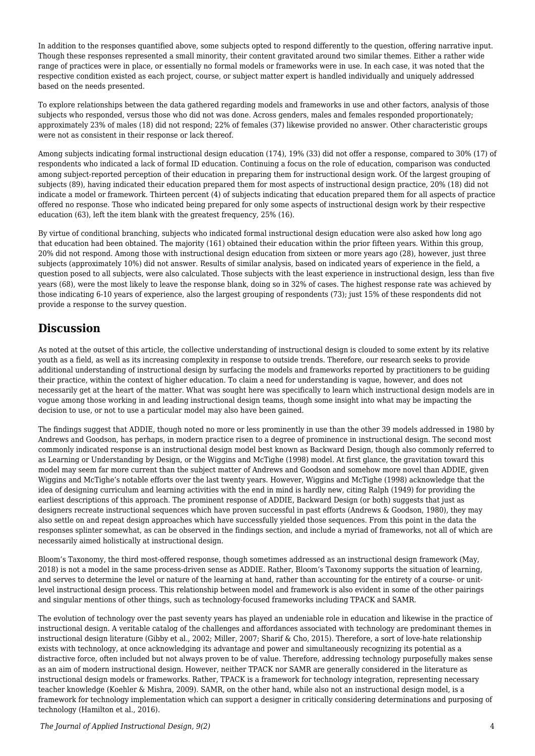In addition to the responses quantified above, some subjects opted to respond differently to the question, offering narrative input. Though these responses represented a small minority, their content gravitated around two similar themes. Either a rather wide range of practices were in place, or essentially no formal models or frameworks were in use. In each case, it was noted that the respective condition existed as each project, course, or subject matter expert is handled individually and uniquely addressed based on the needs presented.

To explore relationships between the data gathered regarding models and frameworks in use and other factors, analysis of those subjects who responded, versus those who did not was done. Across genders, males and females responded proportionately; approximately 23% of males (18) did not respond; 22% of females (37) likewise provided no answer. Other characteristic groups were not as consistent in their response or lack thereof.

Among subjects indicating formal instructional design education (174), 19% (33) did not offer a response, compared to 30% (17) of respondents who indicated a lack of formal ID education. Continuing a focus on the role of education, comparison was conducted among subject-reported perception of their education in preparing them for instructional design work. Of the largest grouping of subjects (89), having indicated their education prepared them for most aspects of instructional design practice, 20% (18) did not indicate a model or framework. Thirteen percent (4) of subjects indicating that education prepared them for all aspects of practice offered no response. Those who indicated being prepared for only some aspects of instructional design work by their respective education (63), left the item blank with the greatest frequency, 25% (16).

By virtue of conditional branching, subjects who indicated formal instructional design education were also asked how long ago that education had been obtained. The majority (161) obtained their education within the prior fifteen years. Within this group, 20% did not respond. Among those with instructional design education from sixteen or more years ago (28), however, just three subjects (approximately 10%) did not answer. Results of similar analysis, based on indicated years of experience in the field, a question posed to all subjects, were also calculated. Those subjects with the least experience in instructional design, less than five years (68), were the most likely to leave the response blank, doing so in 32% of cases. The highest response rate was achieved by those indicating 6-10 years of experience, also the largest grouping of respondents (73); just 15% of these respondents did not provide a response to the survey question.

## Discussion

As noted at the outset of this article, the collective understanding of instructional design is clouded to some extent by its relative youth as a field, as well as its increasing complexity in response to outside trends. Therefore, our research seeks to provide additional understanding of instructional design by surfacing the models and frameworks reported by practitioners to be guiding their practice, within the context of higher education. To claim a need for understanding is vague, however, and does not necessarily get at the heart of the matter. What was sought here was specifically to learn which instructional design models are in vogue among those working in and leading instructional design teams, though some insight into what may be impacting the decision to use, or not to use a particular model may also have been gained.

The findings suggest that ADDIE, though noted no more or less prominently in use than the other 39 models addressed in 1980 by Andrews and Goodson, has perhaps, in modern practice risen to a degree of prominence in instructional design. The second most commonly indicated response is an instructional design model best known as Backward Design, though also commonly referred to as Learning or Understanding by Design, or the Wiggins and McTighe (1998) model. At first glance, the gravitation toward this model may seem far more current than the subject matter of Andrews and Goodson and somehow more novel than ADDIE, given Wiggins and McTighe's notable efforts over the last twenty years. However, Wiggins and McTighe (1998) acknowledge that the idea of designing curriculum and learning activities with the end in mind is hardly new, citing Ralph (1949) for providing the earliest descriptions of this approach. The prominent response of ADDIE, Backward Design (or both) suggests that just as designers recreate instructional sequences which have proven successful in past efforts (Andrews & Goodson, 1980), they may also settle on and repeat design approaches which have successfully yielded those sequences. From this point in the data the responses splinter somewhat, as can be observed in the findings section, and include a myriad of frameworks, not all of which are necessarily aimed holistically at instructional design.

Bloom's Taxonomy, the third most-offered response, though sometimes addressed as an instructional design framework (May, 2018) is not a model in the same process-driven sense as ADDIE. Rather, Bloom's Taxonomy supports the situation of learning, and serves to determine the level or nature of the learning at hand, rather than accounting for the entirety of a course- or unit-level instructional design process. This relationship between model and framework is also evident in some of the other pairings and singular mentions of other things, such as technology-focused frameworks including TPACK and SAMR.

The evolution of technology over the past seventy years has played an undeniable role in education and likewise in the practice of instructional design. A veritable catalog of the challenges and affordances associated with technology are predominant themes in instructional design literature (Gibby et al., 2002; Miller, 2007; Sharif & Cho, 2015). Therefore, a sort of love-hate relationship exists with technology, at once acknowledging its advantage and power and simultaneously recognizing its potential as a distractive force, often included but not always proven to be of value. Therefore, addressing technology purposefully makes sense as an aim of modern instructional design. However, neither TPACK nor SAMR are generally considered in the literature as instructional design models or frameworks. Rather, TPACK is a framework for technology integration, representing necessary teacher knowledge (Koehler & Mishra, 2009). SAMR, on the other hand, while also not an instructional design model, is a framework for technology implementation which can support a designer in critically considering determinations and purposing of technology (Hamilton et al., 2016).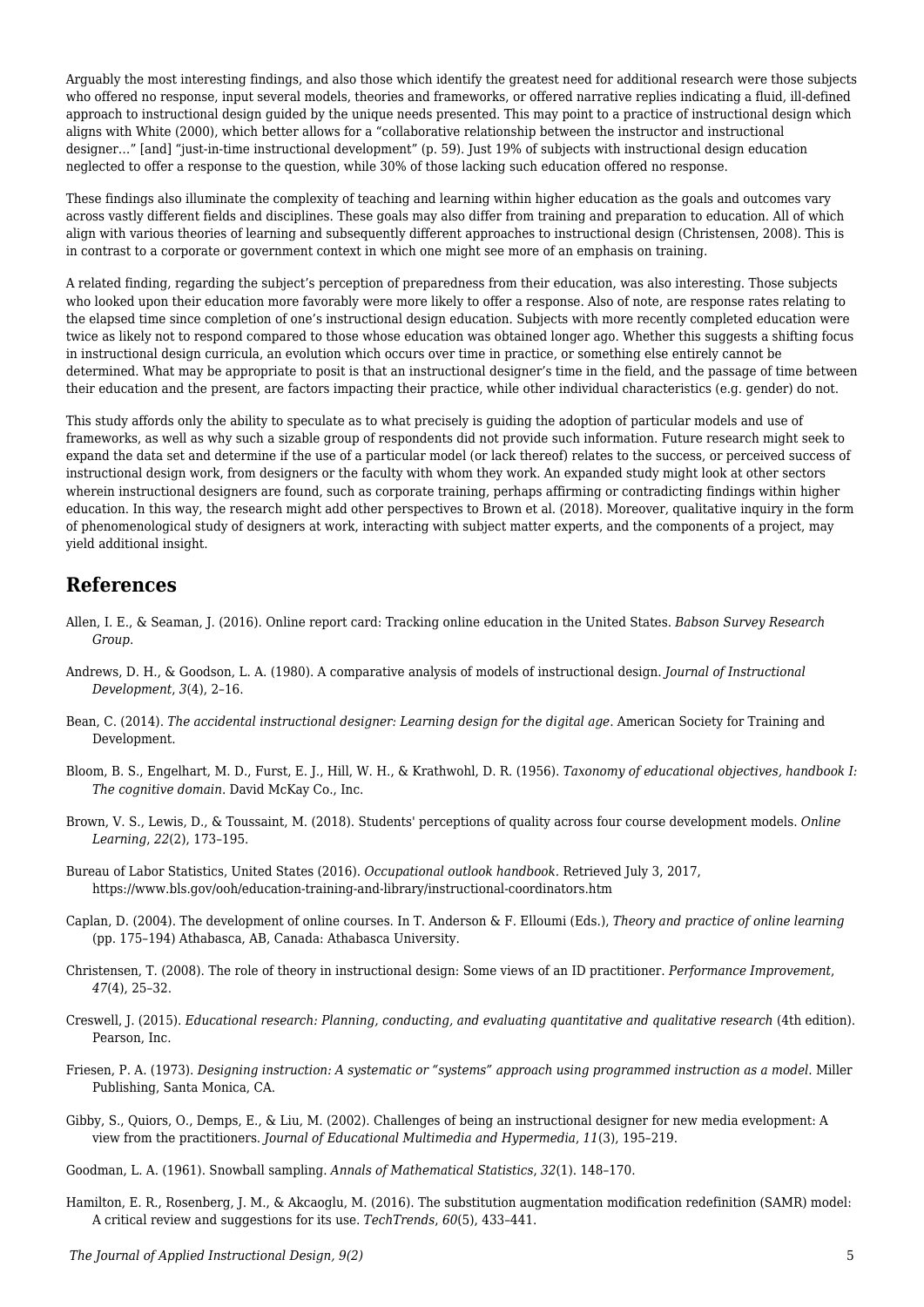Arguably the most interesting findings, and also those which identify the greatest need for additional research were those subjects who offered no response, input several models, theories and frameworks, or offered narrative replies indicating a fluid, ill-defined approach to instructional design guided by the unique needs presented. This may point to a practice of instructional design which aligns with White (2000), which better allows for a "collaborative relationship between the instructor and instructional designer…" [and] "just-in-time instructional development" (p. 59). Just 19% of subjects with instructional design education neglected to offer a response to the question, while 30% of those lacking such education offered no response.

These findings also illuminate the complexity of teaching and learning within higher education as the goals and outcomes vary across vastly different fields and disciplines. These goals may also differ from training and preparation to education. All of which align with various theories of learning and subsequently different approaches to instructional design (Christensen, 2008). This is in contrast to a corporate or government context in which one might see more of an emphasis on training.

A related finding, regarding the subject's perception of preparedness from their education, was also interesting. Those subjects who looked upon their education more favorably were more likely to offer a response. Also of note, are response rates relating to the elapsed time since completion of one's instructional design education. Subjects with more recently completed education were twice as likely not to respond compared to those whose education was obtained longer ago. Whether this suggests a shifting focus in instructional design curricula, an evolution which occurs over time in practice, or something else entirely cannot be determined. What may be appropriate to posit is that an instructional designer's time in the field, and the passage of time between their education and the present, are factors impacting their practice, while other individual characteristics (e.g. gender) do not.

This study affords only the ability to speculate as to what precisely is guiding the adoption of particular models and use of frameworks, as well as why such a sizable group of respondents did not provide such information. Future research might seek to expand the data set and determine if the use of a particular model (or lack thereof) relates to the success, or perceived success of instructional design work, from designers or the faculty with whom they work. An expanded study might look at other sectors wherein instructional designers are found, such as corporate training, perhaps affirming or contradicting findings within higher education. In this way, the research might add other perspectives to Brown et al. (2018). Moreover, qualitative inquiry in the form of phenomenological study of designers at work, interacting with subject matter experts, and the components of a project, may yield additional insight.

## References

Allen, I. E., & Seaman, J. (2016). Online report card: Tracking online education in the United States. *Babson Survey Research Group.*

Andrews, D. H., & Goodson, L. A. (1980). A comparative analysis of models of instructional design. *Journal of Instructional Development*, *3*(4), 2–16.

Bean, C. (2014). *The accidental instructional designer: Learning design for the digital age*. American Society for Training and Development.

Bloom, B. S., Engelhart, M. D., Furst, E. J., Hill, W. H., & Krathwohl, D. R. (1956). *Taxonomy of educational objectives, handbook I: The cognitive domain*. David McKay Co., Inc.

Brown, V. S., Lewis, D., & Toussaint, M. (2018). Students' perceptions of quality across four course development models. *Online Learning*, *22*(2), 173–195.

Bureau of Labor Statistics, United States (2016). *Occupational outlook handbook*. Retrieved July 3, 2017, https://www.bls.gov/ooh/education-training-and-library/instructional-coordinators.htm

Caplan, D. (2004). The development of online courses. In T. Anderson & F. Elloumi (Eds.), *Theory and practice of online learning* (pp. 175–194) Athabasca, AB, Canada: Athabasca University.

Christensen, T. (2008). The role of theory in instructional design: Some views of an ID practitioner. *Performance Improvement*, *47*(4), 25–32.

Creswell, J. (2015). *Educational research: Planning, conducting, and evaluating quantitative and qualitative research* (4th edition). Pearson, Inc.

Friesen, P. A. (1973). *Designing instruction: A systematic or "systems" approach using programmed instruction as a model*. Miller Publishing, Santa Monica, CA.

Gibby, S., Quiors, O., Demps, E., & Liu, M. (2002). Challenges of being an instructional designer for new media evelopment: A view from the practitioners. *Journal of Educational Multimedia and Hypermedia*, *11*(3), 195–219.

Goodman, L. A. (1961). Snowball sampling. *Annals of Mathematical Statistics*, *32*(1). 148–170.

Hamilton, E. R., Rosenberg, J. M., & Akcaoglu, M. (2016). The substitution augmentation modification redefinition (SAMR) model: A critical review and suggestions for its use. *TechTrends*, *60*(5), 433–441.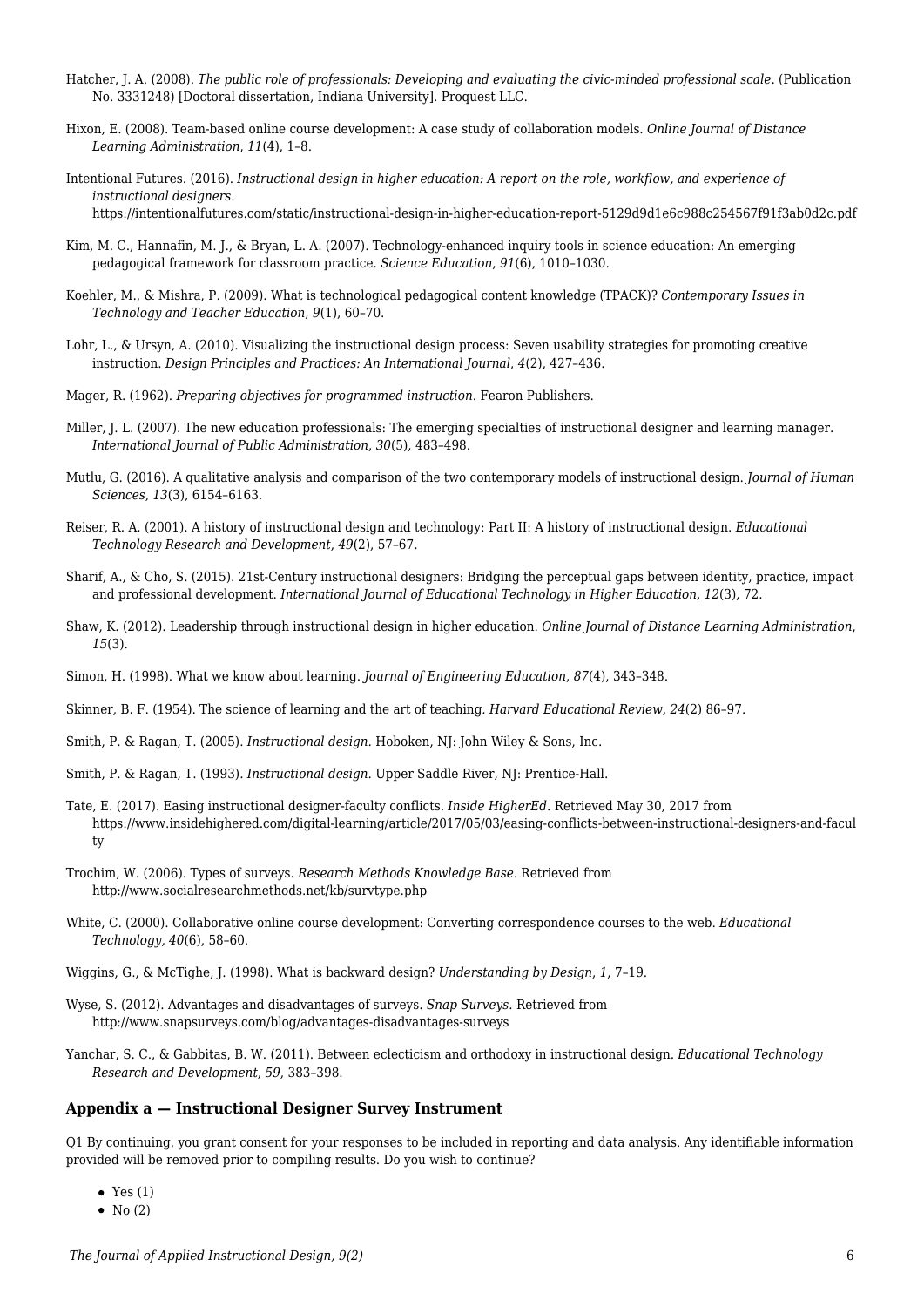Hatcher, J. A. (2008). *The public role of professionals: Developing and evaluating the civic-minded professional scale*. (Publication No. 3331248) [Doctoral dissertation, Indiana University]. Proquest LLC.

Hixon, E. (2008). Team-based online course development: A case study of collaboration models. *Online Journal of Distance Learning Administration, 11*(4), 1–8.

Intentional Futures. (2016). *Instructional design in higher education: A report on the role, workflow, and experience of instructional designers*. https://intentionalfutures.com/static/instructional-design-in-higher-education-report-5129d9d1e6c988c254567f91f3ab0d2c.pdf

Kim, M. C., Hannafin, M. J., & Bryan, L. A. (2007). Technology-enhanced inquiry tools in science education: An emerging pedagogical framework for classroom practice. *Science Education*, *91*(6), 1010–1030.

Koehler, M., & Mishra, P. (2009). What is technological pedagogical content knowledge (TPACK)? *Contemporary Issues in Technology and Teacher Education*, *9*(1), 60–70.

Lohr, L., & Ursyn, A. (2010). Visualizing the instructional design process: Seven usability strategies for promoting creative instruction. *Design Principles and Practices: An International Journal*, *4*(2), 427–436.

Mager, R. (1962). *Preparing objectives for programmed instruction*. Fearon Publishers.

Miller, J. L. (2007). The new education professionals: The emerging specialties of instructional designer and learning manager. *International Journal of Public Administration*, *30*(5), 483–498.

Mutlu, G. (2016). A qualitative analysis and comparison of the two contemporary models of instructional design. *Journal of Human Sciences*, *13*(3), 6154–6163.

Reiser, R. A. (2001). A history of instructional design and technology: Part II: A history of instructional design. *Educational Technology Research and Development*, *49*(2), 57–67.

Sharif, A., & Cho, S. (2015). 21st-Century instructional designers: Bridging the perceptual gaps between identity, practice, impact and professional development. *International Journal of Educational Technology in Higher Education*, *12*(3), 72.

Shaw, K. (2012). Leadership through instructional design in higher education. *Online Journal of Distance Learning Administration*, *15*(3).

Simon, H. (1998). What we know about learning. *Journal of Engineering Education*, *87*(4), 343–348.

Skinner, B. F. (1954). The science of learning and the art of teaching. *Harvard Educational Review*, *24*(2) 86–97.

Smith, P. & Ragan, T. (2005). *Instructional design*. Hoboken, NJ: John Wiley & Sons, Inc.

Smith, P. & Ragan, T. (1993). *Instructional design*. Upper Saddle River, NJ: Prentice-Hall.

Tate, E. (2017). Easing instructional designer-faculty conflicts. *Inside HigherEd*. Retrieved May 30, 2017 from https://www.insidehighered.com/digital-learning/article/2017/05/03/easing-conflicts-between-instructional-designers-and-faculty

Trochim, W. (2006). Types of surveys. *Research Methods Knowledge Base.* Retrieved from http://www.socialresearchmethods.net/kb/survtype.php

White, C. (2000). Collaborative online course development: Converting correspondence courses to the web. *Educational Technology*, *40*(6), 58–60.

Wiggins, G., & McTighe, J. (1998). What is backward design? *Understanding by Design*, *1*, 7–19.

Wyse, S. (2012). Advantages and disadvantages of surveys. *Snap Surveys.* Retrieved from http://www.snapsurveys.com/blog/advantages-disadvantages-surveys

Yanchar, S. C., & Gabbitas, B. W. (2011). Between eclecticism and orthodoxy in instructional design. *Educational Technology Research and Development*, *59*, 383–398.

### Appendix a — Instructional Designer Survey Instrument

Q1 By continuing, you grant consent for your responses to be included in reporting and data analysis. Any identifiable information provided will be removed prior to compiling results. Do you wish to continue?

- Yes (1)
- No (2)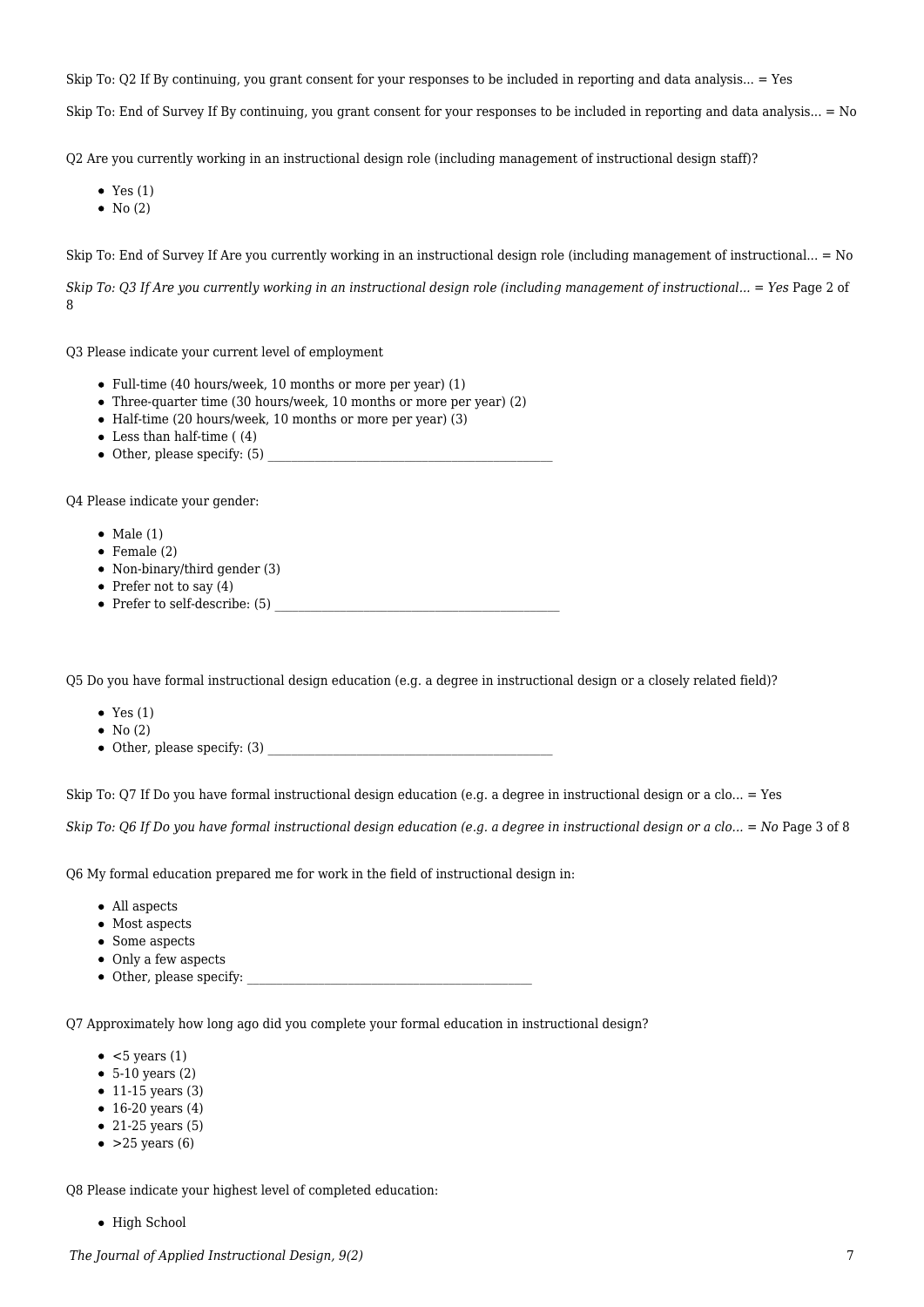Skip To: Q2 If By continuing, you grant consent for your responses to be included in reporting and data analysis... = Yes

Skip To: End of Survey If By continuing, you grant consent for your responses to be included in reporting and data analysis... = No

Q2 Are you currently working in an instructional design role (including management of instructional design staff)?

- Yes (1)
- No (2)

Skip To: End of Survey If Are you currently working in an instructional design role (including management of instructional... = No

*Skip To: Q3 If Are you currently working in an instructional design role (including management of instructional... = Yes* Page 2 of 8

Q3 Please indicate your current level of employment

- Full-time (40 hours/week, 10 months or more per year) (1)
- Three-quarter time (30 hours/week, 10 months or more per year) (2)
- Half-time (20 hours/week, 10 months or more per year) (3)
- Less than half-time ( (4)
- Other, please specify: (5) ________________________________________________

Q4 Please indicate your gender:

- Male (1)
- Female (2)
- Non-binary/third gender (3)
- Prefer not to say (4)
- Prefer to self-describe: (5) ________________________________________________

Q5 Do you have formal instructional design education (e.g. a degree in instructional design or a closely related field)?

- Yes (1)
- No (2)
- Other, please specify: (3) ________________________________________________

Skip To: Q7 If Do you have formal instructional design education (e.g. a degree in instructional design or a clo... = Yes

*Skip To: Q6 If Do you have formal instructional design education (e.g. a degree in instructional design or a clo... = No* Page 3 of 8

Q6 My formal education prepared me for work in the field of instructional design in:

- All aspects
- Most aspects
- Some aspects
- Only a few aspects
- Other, please specify: ________________________________________________

Q7 Approximately how long ago did you complete your formal education in instructional design?

- <5 years (1)
- 5-10 years (2)
- 11-15 years (3)
- 16-20 years (4)
- 21-25 years (5)
- >25 years (6)

Q8 Please indicate your highest level of completed education:

- High School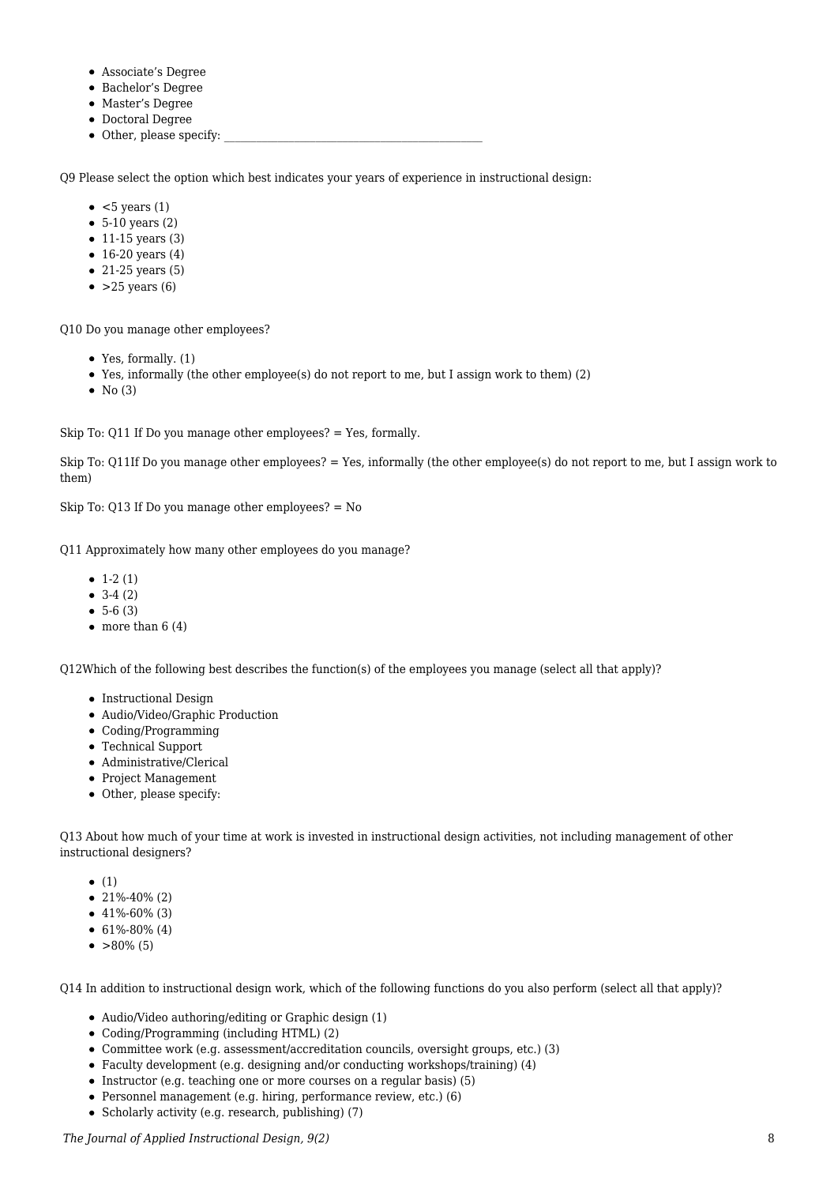- Associate’s Degree
- Bachelor’s Degree
- Master’s Degree
- Doctoral Degree
- Other, please specify: ________________________________________________

Q9 Please select the option which best indicates your years of experience in instructional design:

- <5 years (1)
- 5-10 years (2)
- 11-15 years (3)
- 16-20 years (4)
- 21-25 years (5)
- >25 years (6)

Q10 Do you manage other employees?

- Yes, formally. (1)
- Yes, informally (the other employee(s) do not report to me, but I assign work to them) (2)
- No (3)

Skip To: Q11 If Do you manage other employees? = Yes, formally.

Skip To: Q11If Do you manage other employees? = Yes, informally (the other employee(s) do not report to me, but I assign work to them)

Skip To: Q13 If Do you manage other employees? = No

Q11 Approximately how many other employees do you manage?

- 1-2 (1)
- 3-4 (2)
- 5-6 (3)
- more than 6 (4)

Q12Which of the following best describes the function(s) of the employees you manage (select all that apply)?

- Instructional Design
- Audio/Video/Graphic Production
- Coding/Programming
- Technical Support
- Administrative/Clerical
- Project Management
- Other, please specify:

Q13 About how much of your time at work is invested in instructional design activities, not including management of other instructional designers?

- (1)
- 21%-40% (2)
- 41%-60% (3)
- 61%-80% (4)
- >80% (5)

Q14 In addition to instructional design work, which of the following functions do you also perform (select all that apply)?

- Audio/Video authoring/editing or Graphic design (1)
- Coding/Programming (including HTML) (2)
- Committee work (e.g. assessment/accreditation councils, oversight groups, etc.) (3)
- Faculty development (e.g. designing and/or conducting workshops/training) (4)
- Instructor (e.g. teaching one or more courses on a regular basis) (5)
- Personnel management (e.g. hiring, performance review, etc.) (6)
- Scholarly activity (e.g. research, publishing) (7)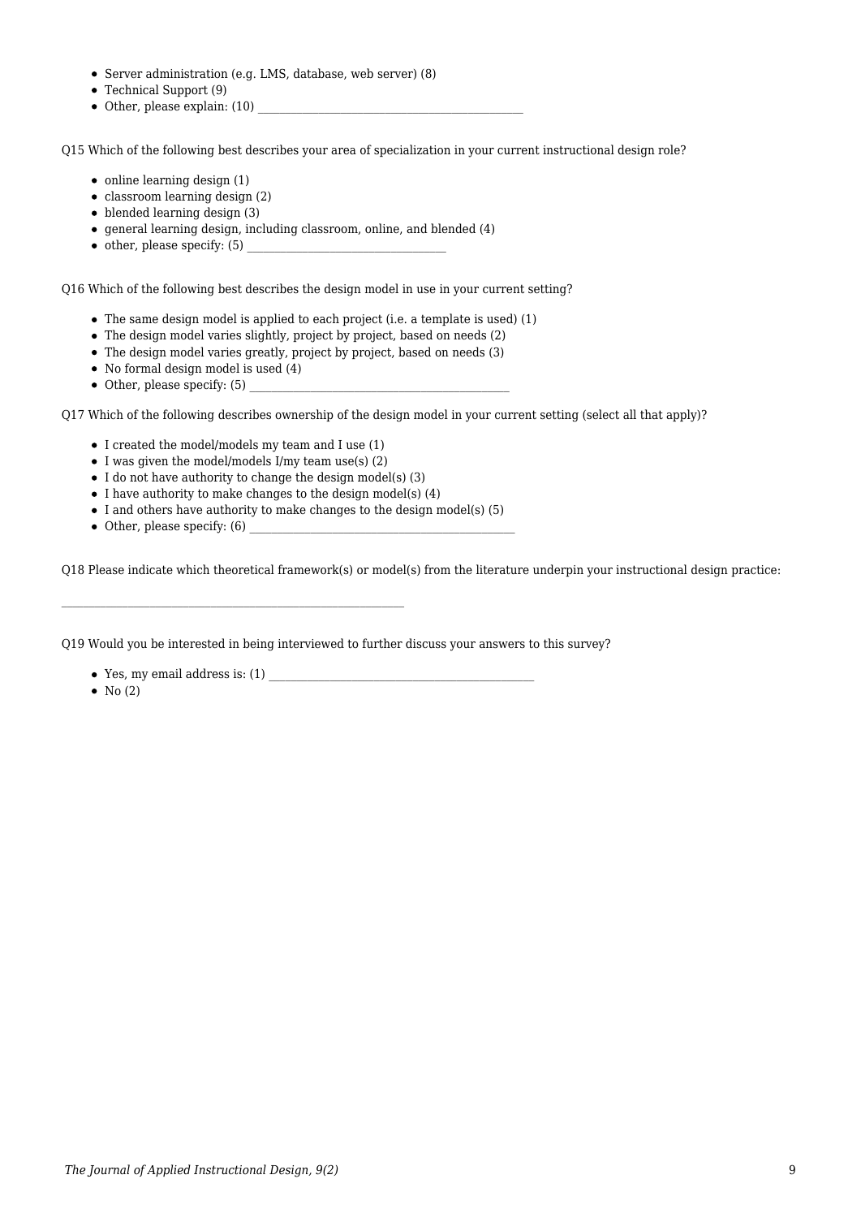- Server administration (e.g. LMS, database, web server) (8)
- Technical Support (9)
- Other, please explain: (10) ________________________________________________

Q15 Which of the following best describes your area of specialization in your current instructional design role?

- online learning design (1)
- classroom learning design (2)
- blended learning design (3)
- general learning design, including classroom, online, and blended (4)
- other, please specify: (5) ____________________________________

Q16 Which of the following best describes the design model in use in your current setting?

- The same design model is applied to each project (i.e. a template is used) (1)
- The design model varies slightly, project by project, based on needs (2)
- The design model varies greatly, project by project, based on needs (3)
- No formal design model is used (4)
- Other, please specify: (5) ______________________________________________

Q17 Which of the following describes ownership of the design model in your current setting (select all that apply)?

- I created the model/models my team and I use (1)
- I was given the model/models I/my team use(s) (2)
- I do not have authority to change the design model(s) (3)
- I have authority to make changes to the design model(s) (4)
- I and others have authority to make changes to the design model(s) (5)
- Other, please specify: (6) ________________________________________________

Q18 Please indicate which theoretical framework(s) or model(s) from the literature underpin your instructional design practice:

______________________________________________________________

Q19 Would you be interested in being interviewed to further discuss your answers to this survey?

- Yes, my email address is: (1) ________________________________________________
- No (2)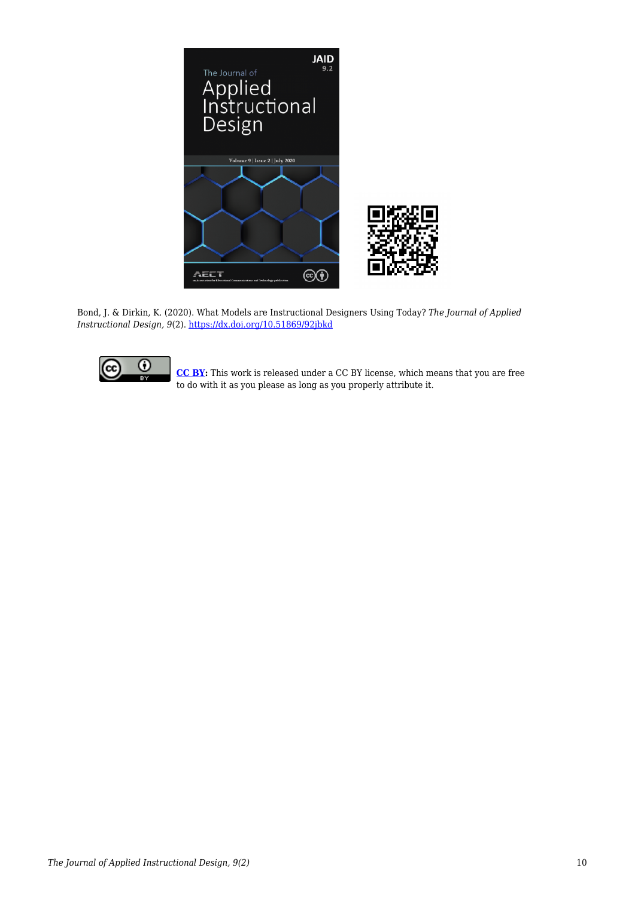Bond, J. & Dirkin, K. (2020). What Models are Instructional Designers Using Today? *The Journal of Applied Instructional Design, 9*(2). https://dx.doi.org/10.51869/92jbkd

**CC BY**: This work is released under a CC BY license, which means that you are free to do with it as you please as long as you properly attribute it.